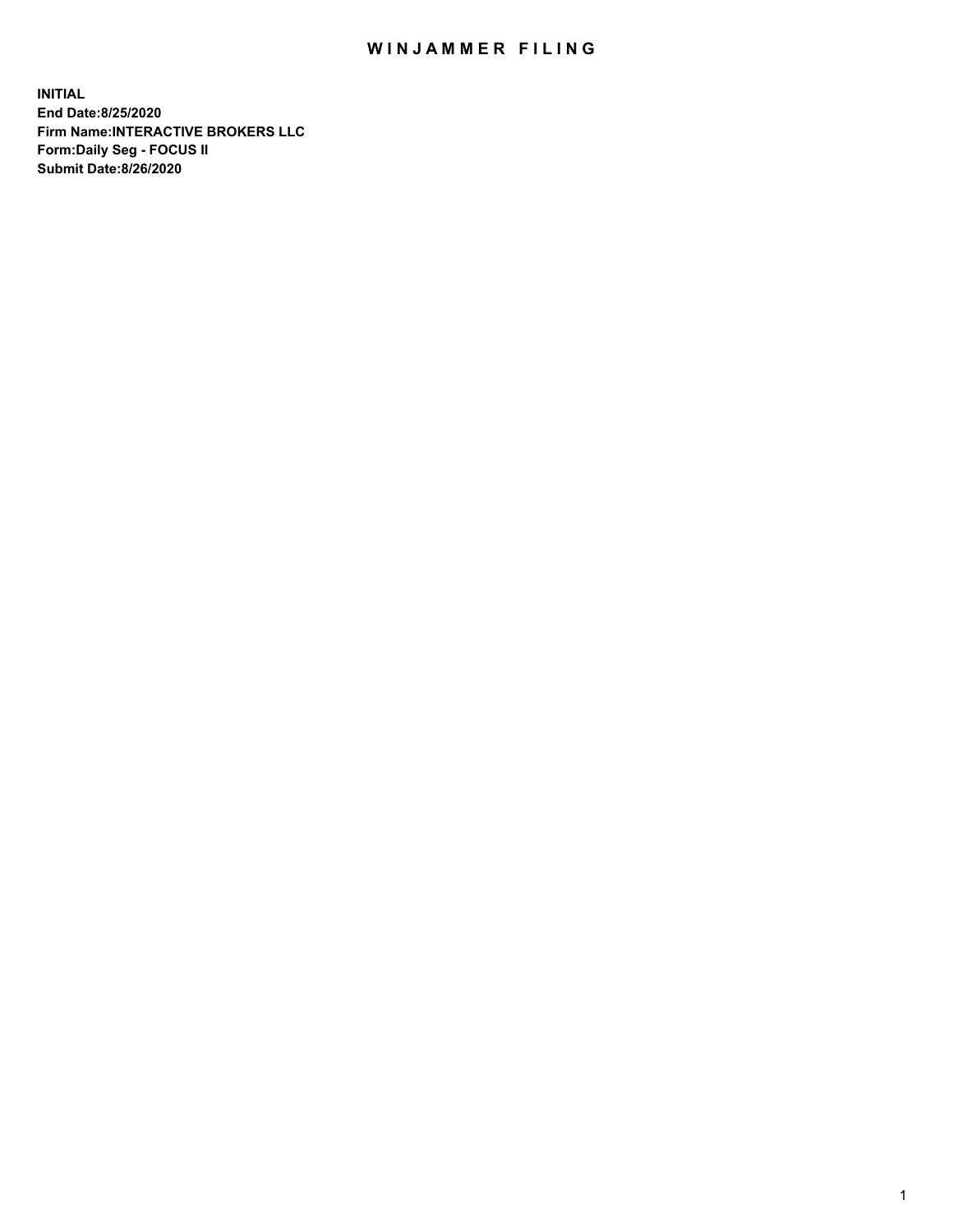# WINJAMMER FILING

**INITIAL**
**End Date:8/25/2020**
**Firm Name:INTERACTIVE BROKERS LLC**
**Form:Daily Seg - FOCUS II**
**Submit Date:8/26/2020**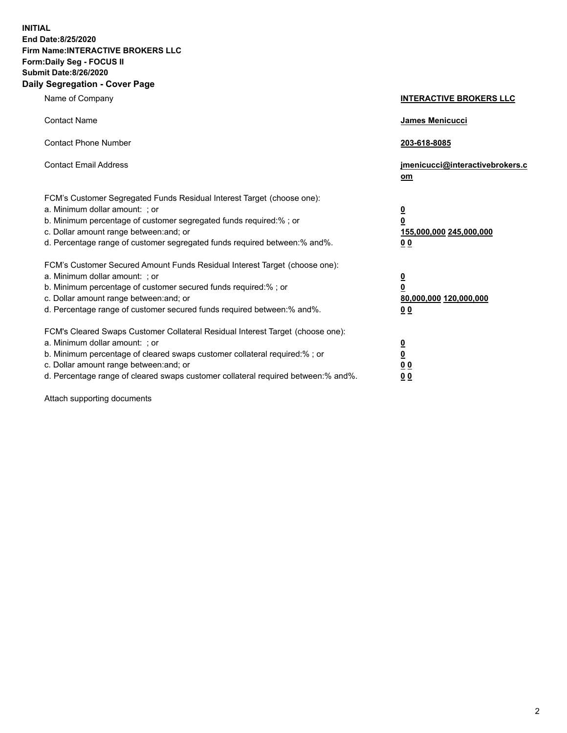**INITIAL**
**End Date:8/25/2020**
**Firm Name:INTERACTIVE BROKERS LLC**
**Form:Daily Seg - FOCUS II**
**Submit Date:8/26/2020**

## Daily Segregation - Cover Page

| | |
|---|---|
| Name of Company | **INTERACTIVE BROKERS LLC** |
| Contact Name | **James Menicucci** |
| Contact Phone Number | **203-618-8085** |
| Contact Email Address | **jmenicucci@interactivebrokers.com** |

| | |
|---|---|
| FCM's Customer Segregated Funds Residual Interest Target (choose one): | |
| a. Minimum dollar amount: ; or | **0** |
| b. Minimum percentage of customer segregated funds required:% ; or | **0** |
| c. Dollar amount range between:and; or | **155,000,000** **245,000,000** |
| d. Percentage range of customer segregated funds required between:% and%. | **0** **0** |
| FCM's Customer Secured Amount Funds Residual Interest Target (choose one): | |
| a. Minimum dollar amount: ; or | **0** |
| b. Minimum percentage of customer secured funds required:% ; or | **0** |
| c. Dollar amount range between:and; or | **80,000,000** **120,000,000** |
| d. Percentage range of customer secured funds required between:% and%. | **0** **0** |
| FCM's Cleared Swaps Customer Collateral Residual Interest Target (choose one): | |
| a. Minimum dollar amount: ; or | **0** |
| b. Minimum percentage of cleared swaps customer collateral required:% ; or | **0** |
| c. Dollar amount range between:and; or | **0** **0** |
| d. Percentage range of cleared swaps customer collateral required between:% and%. | **0** **0** |

Attach supporting documents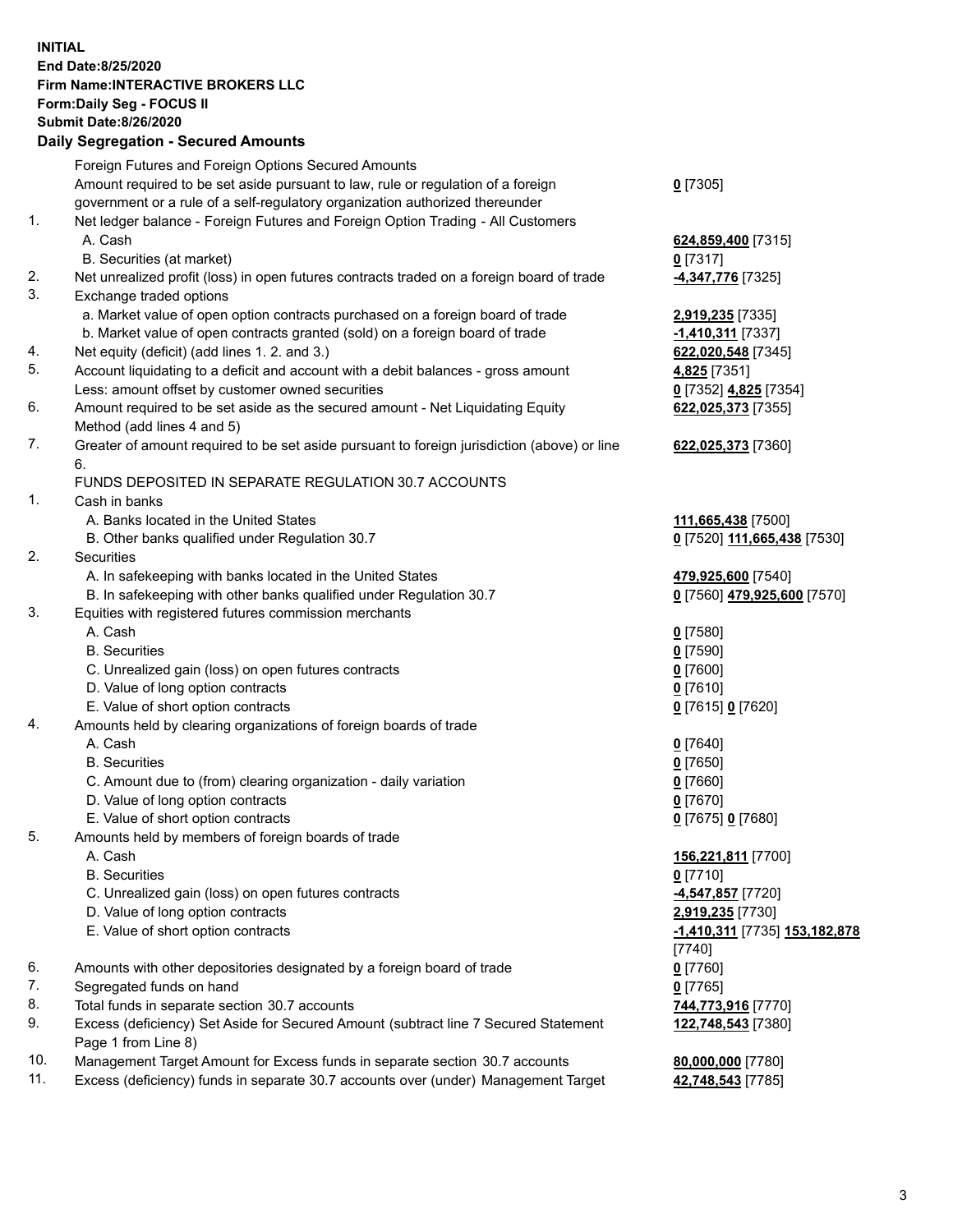**INITIAL**
**End Date:8/25/2020**
**Firm Name:INTERACTIVE BROKERS LLC**
**Form:Daily Seg - FOCUS II**
**Submit Date:8/26/2020**

## Daily Segregation - Secured Amounts

| | | |
|---|---|---|
| | Foreign Futures and Foreign Options Secured Amounts | |
| | Amount required to be set aside pursuant to law, rule or regulation of a foreign government or a rule of a self-regulatory organization authorized thereunder | **0** [7305] |
| 1. | Net ledger balance - Foreign Futures and Foreign Option Trading - All Customers | |
| | A. Cash | **624,859,400** [7315] |
| | B. Securities (at market) | **0** [7317] |
| 2. | Net unrealized profit (loss) in open futures contracts traded on a foreign board of trade | **-4,347,776** [7325] |
| 3. | Exchange traded options | |
| | a. Market value of open option contracts purchased on a foreign board of trade | **2,919,235** [7335] |
| | b. Market value of open contracts granted (sold) on a foreign board of trade | **-1,410,311** [7337] |
| 4. | Net equity (deficit) (add lines 1. 2. and 3.) | **622,020,548** [7345] |
| 5. | Account liquidating to a deficit and account with a debit balances - gross amount | **4,825** [7351] |
| | Less: amount offset by customer owned securities | **0** [7352] **4,825** [7354] |
| 6. | Amount required to be set aside as the secured amount - Net Liquidating Equity Method (add lines 4 and 5) | **622,025,373** [7355] |
| 7. | Greater of amount required to be set aside pursuant to foreign jurisdiction (above) or line 6. | **622,025,373** [7360] |
| | FUNDS DEPOSITED IN SEPARATE REGULATION 30.7 ACCOUNTS | |
| 1. | Cash in banks | |
| | A. Banks located in the United States | **111,665,438** [7500] |
| | B. Other banks qualified under Regulation 30.7 | **0** [7520] **111,665,438** [7530] |
| 2. | Securities | |
| | A. In safekeeping with banks located in the United States | **479,925,600** [7540] |
| | B. In safekeeping with other banks qualified under Regulation 30.7 | **0** [7560] **479,925,600** [7570] |
| 3. | Equities with registered futures commission merchants | |
| | A. Cash | **0** [7580] |
| | B. Securities | **0** [7590] |
| | C. Unrealized gain (loss) on open futures contracts | **0** [7600] |
| | D. Value of long option contracts | **0** [7610] |
| | E. Value of short option contracts | **0** [7615] **0** [7620] |
| 4. | Amounts held by clearing organizations of foreign boards of trade | |
| | A. Cash | **0** [7640] |
| | B. Securities | **0** [7650] |
| | C. Amount due to (from) clearing organization - daily variation | **0** [7660] |
| | D. Value of long option contracts | **0** [7670] |
| | E. Value of short option contracts | **0** [7675] **0** [7680] |
| 5. | Amounts held by members of foreign boards of trade | |
| | A. Cash | **156,221,811** [7700] |
| | B. Securities | **0** [7710] |
| | C. Unrealized gain (loss) on open futures contracts | **-4,547,857** [7720] |
| | D. Value of long option contracts | **2,919,235** [7730] |
| | E. Value of short option contracts | **-1,410,311** [7735] **153,182,878** [7740] |
| 6. | Amounts with other depositories designated by a foreign board of trade | **0** [7760] |
| 7. | Segregated funds on hand | **0** [7765] |
| 8. | Total funds in separate section 30.7 accounts | **744,773,916** [7770] |
| 9. | Excess (deficiency) Set Aside for Secured Amount (subtract line 7 Secured Statement Page 1 from Line 8) | **122,748,543** [7380] |
| 10. | Management Target Amount for Excess funds in separate section 30.7 accounts | **80,000,000** [7780] |
| 11. | Excess (deficiency) funds in separate 30.7 accounts over (under) Management Target | **42,748,543** [7785] |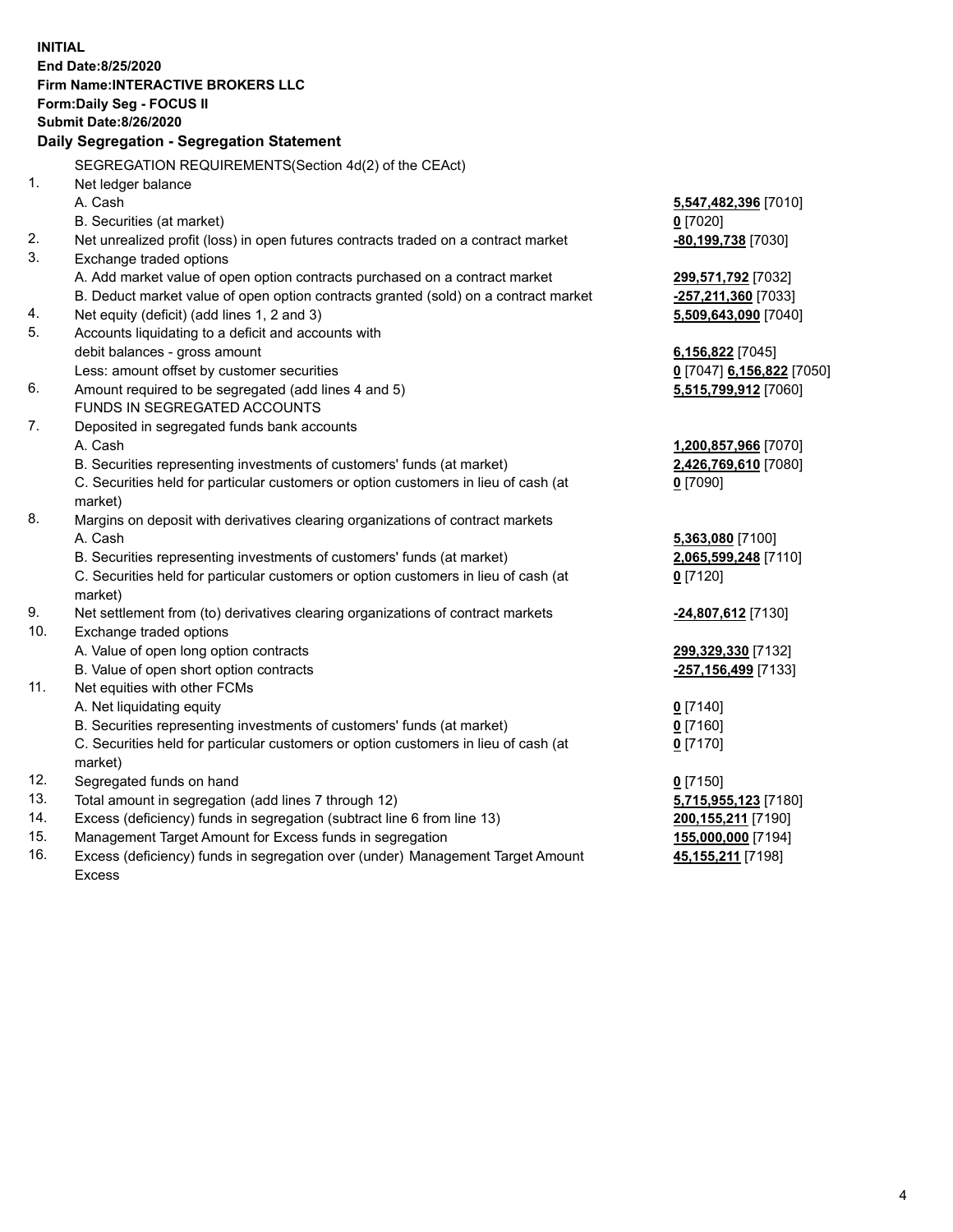**INITIAL**
**End Date:8/25/2020**
**Firm Name:INTERACTIVE BROKERS LLC**
**Form:Daily Seg - FOCUS II**
**Submit Date:8/26/2020**

## Daily Segregation - Segregation Statement

| | | |
|---|---|---|
| | SEGREGATION REQUIREMENTS(Section 4d(2) of the CEAct) | |
| 1. | Net ledger balance | |
| | A. Cash | **5,547,482,396** [7010] |
| | B. Securities (at market) | **0** [7020] |
| 2. | Net unrealized profit (loss) in open futures contracts traded on a contract market | **-80,199,738** [7030] |
| 3. | Exchange traded options | |
| | A. Add market value of open option contracts purchased on a contract market | **299,571,792** [7032] |
| | B. Deduct market value of open option contracts granted (sold) on a contract market | **-257,211,360** [7033] |
| 4. | Net equity (deficit) (add lines 1, 2 and 3) | **5,509,643,090** [7040] |
| 5. | Accounts liquidating to a deficit and accounts with debit balances - gross amount | **6,156,822** [7045] |
| | Less: amount offset by customer securities | **0** [7047] **6,156,822** [7050] |
| 6. | Amount required to be segregated (add lines 4 and 5) | **5,515,799,912** [7060] |
| | FUNDS IN SEGREGATED ACCOUNTS | |
| 7. | Deposited in segregated funds bank accounts | |
| | A. Cash | **1,200,857,966** [7070] |
| | B. Securities representing investments of customers' funds (at market) | **2,426,769,610** [7080] |
| | C. Securities held for particular customers or option customers in lieu of cash (at market) | **0** [7090] |
| 8. | Margins on deposit with derivatives clearing organizations of contract markets | |
| | A. Cash | **5,363,080** [7100] |
| | B. Securities representing investments of customers' funds (at market) | **2,065,599,248** [7110] |
| | C. Securities held for particular customers or option customers in lieu of cash (at market) | **0** [7120] |
| 9. | Net settlement from (to) derivatives clearing organizations of contract markets | **-24,807,612** [7130] |
| 10. | Exchange traded options | |
| | A. Value of open long option contracts | **299,329,330** [7132] |
| | B. Value of open short option contracts | **-257,156,499** [7133] |
| 11. | Net equities with other FCMs | |
| | A. Net liquidating equity | **0** [7140] |
| | B. Securities representing investments of customers' funds (at market) | **0** [7160] |
| | C. Securities held for particular customers or option customers in lieu of cash (at market) | **0** [7170] |
| 12. | Segregated funds on hand | **0** [7150] |
| 13. | Total amount in segregation (add lines 7 through 12) | **5,715,955,123** [7180] |
| 14. | Excess (deficiency) funds in segregation (subtract line 6 from line 13) | **200,155,211** [7190] |
| 15. | Management Target Amount for Excess funds in segregation | **155,000,000** [7194] |
| 16. | Excess (deficiency) funds in segregation over (under) Management Target Amount Excess | **45,155,211** [7198] |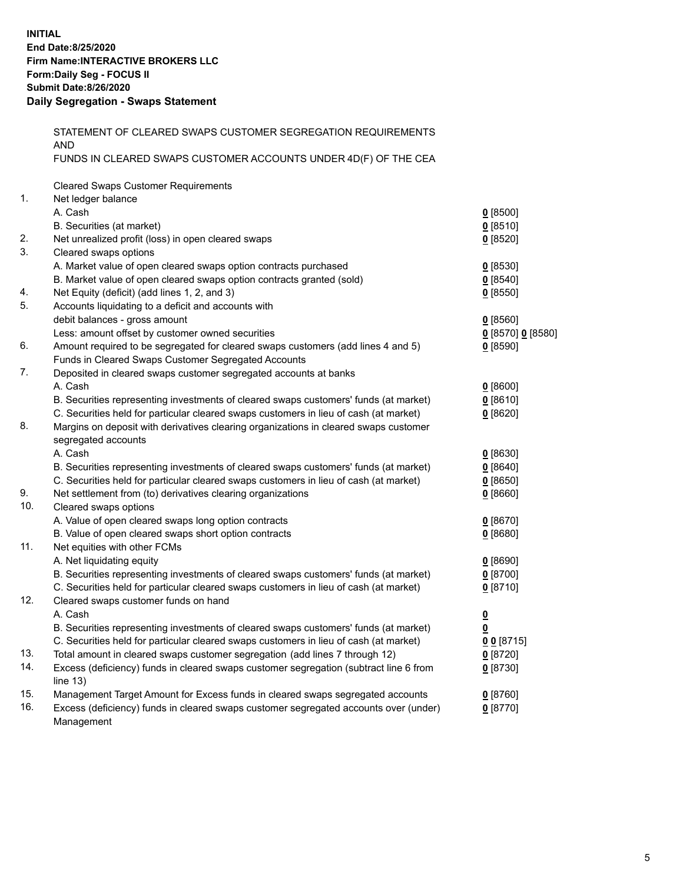**INITIAL**
**End Date:8/25/2020**
**Firm Name:INTERACTIVE BROKERS LLC**
**Form:Daily Seg - FOCUS II**
**Submit Date:8/26/2020**
**Daily Segregation - Swaps Statement**

STATEMENT OF CLEARED SWAPS CUSTOMER SEGREGATION REQUIREMENTS AND FUNDS IN CLEARED SWAPS CUSTOMER ACCOUNTS UNDER 4D(F) OF THE CEA

| | | |
|---|---|---|
| | Cleared Swaps Customer Requirements | |
| 1. | Net ledger balance | |
| | A. Cash | 0 [8500] |
| | B. Securities (at market) | 0 [8510] |
| 2. | Net unrealized profit (loss) in open cleared swaps | 0 [8520] |
| 3. | Cleared swaps options | |
| | A. Market value of open cleared swaps option contracts purchased | 0 [8530] |
| | B. Market value of open cleared swaps option contracts granted (sold) | 0 [8540] |
| 4. | Net Equity (deficit) (add lines 1, 2, and 3) | 0 [8550] |
| 5. | Accounts liquidating to a deficit and accounts with | |
| | debit balances - gross amount | 0 [8560] |
| | Less: amount offset by customer owned securities | 0 [8570] 0 [8580] |
| 6. | Amount required to be segregated for cleared swaps customers (add lines 4 and 5) | 0 [8590] |
| | Funds in Cleared Swaps Customer Segregated Accounts | |
| 7. | Deposited in cleared swaps customer segregated accounts at banks | |
| | A. Cash | 0 [8600] |
| | B. Securities representing investments of cleared swaps customers' funds (at market) | 0 [8610] |
| | C. Securities held for particular cleared swaps customers in lieu of cash (at market) | 0 [8620] |
| 8. | Margins on deposit with derivatives clearing organizations in cleared swaps customer segregated accounts | |
| | A. Cash | 0 [8630] |
| | B. Securities representing investments of cleared swaps customers' funds (at market) | 0 [8640] |
| | C. Securities held for particular cleared swaps customers in lieu of cash (at market) | 0 [8650] |
| 9. | Net settlement from (to) derivatives clearing organizations | 0 [8660] |
| 10. | Cleared swaps options | |
| | A. Value of open cleared swaps long option contracts | 0 [8670] |
| | B. Value of open cleared swaps short option contracts | 0 [8680] |
| 11. | Net equities with other FCMs | |
| | A. Net liquidating equity | 0 [8690] |
| | B. Securities representing investments of cleared swaps customers' funds (at market) | 0 [8700] |
| | C. Securities held for particular cleared swaps customers in lieu of cash (at market) | 0 [8710] |
| 12. | Cleared swaps customer funds on hand | |
| | A. Cash | 0 |
| | B. Securities representing investments of cleared swaps customers' funds (at market) | 0 |
| | C. Securities held for particular cleared swaps customers in lieu of cash (at market) | 0 0 [8715] |
| 13. | Total amount in cleared swaps customer segregation (add lines 7 through 12) | 0 [8720] |
| 14. | Excess (deficiency) funds in cleared swaps customer segregation (subtract line 6 from line 13) | 0 [8730] |
| 15. | Management Target Amount for Excess funds in cleared swaps segregated accounts | 0 [8760] |
| 16. | Excess (deficiency) funds in cleared swaps customer segregated accounts over (under) Management | 0 [8770] |